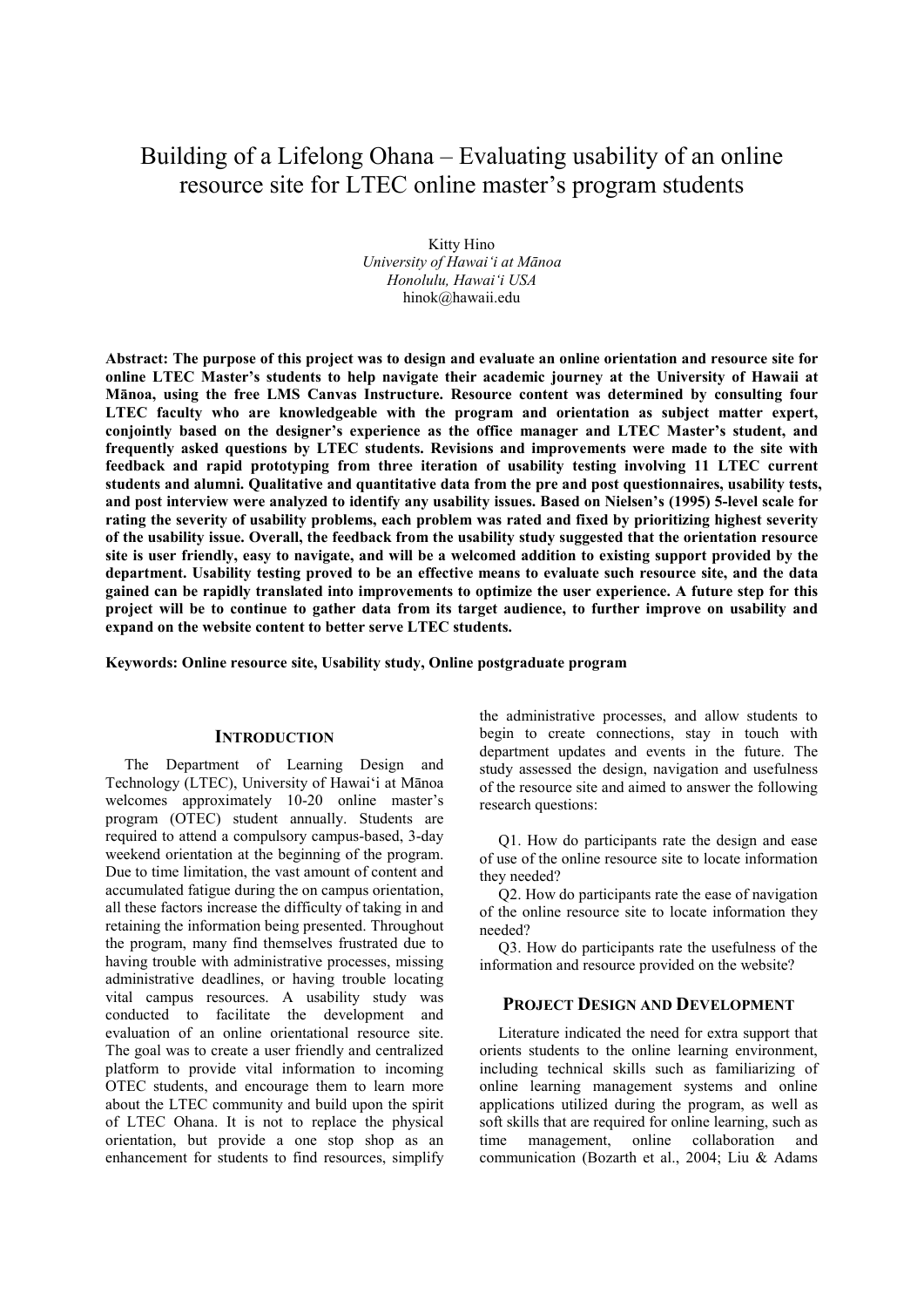# Building of a Lifelong Ohana – Evaluating usability of an online resource site for LTEC online master's program students

Kitty Hino
*University of Hawai'i at Mānoa*
*Honolulu, Hawai'i USA*
hinok@hawaii.edu

**Abstract: The purpose of this project was to design and evaluate an online orientation and resource site for online LTEC Master's students to help navigate their academic journey at the University of Hawaii at Mānoa, using the free LMS Canvas Instructure. Resource content was determined by consulting four LTEC faculty who are knowledgeable with the program and orientation as subject matter expert, conjointly based on the designer's experience as the office manager and LTEC Master's student, and frequently asked questions by LTEC students. Revisions and improvements were made to the site with feedback and rapid prototyping from three iteration of usability testing involving 11 LTEC current students and alumni. Qualitative and quantitative data from the pre and post questionnaires, usability tests, and post interview were analyzed to identify any usability issues. Based on Nielsen's (1995) 5-level scale for rating the severity of usability problems, each problem was rated and fixed by prioritizing highest severity of the usability issue. Overall, the feedback from the usability study suggested that the orientation resource site is user friendly, easy to navigate, and will be a welcomed addition to existing support provided by the department. Usability testing proved to be an effective means to evaluate such resource site, and the data gained can be rapidly translated into improvements to optimize the user experience. A future step for this project will be to continue to gather data from its target audience, to further improve on usability and expand on the website content to better serve LTEC students.**

**Keywords: Online resource site, Usability study, Online postgraduate program**

## INTRODUCTION

The Department of Learning Design and Technology (LTEC), University of Hawai'i at Mānoa welcomes approximately 10-20 online master's program (OTEC) student annually. Students are required to attend a compulsory campus-based, 3-day weekend orientation at the beginning of the program. Due to time limitation, the vast amount of content and accumulated fatigue during the on campus orientation, all these factors increase the difficulty of taking in and retaining the information being presented. Throughout the program, many find themselves frustrated due to having trouble with administrative processes, missing administrative deadlines, or having trouble locating vital campus resources. A usability study was conducted to facilitate the development and evaluation of an online orientational resource site. The goal was to create a user friendly and centralized platform to provide vital information to incoming OTEC students, and encourage them to learn more about the LTEC community and build upon the spirit of LTEC Ohana. It is not to replace the physical orientation, but provide a one stop shop as an enhancement for students to find resources, simplify the administrative processes, and allow students to begin to create connections, stay in touch with department updates and events in the future. The study assessed the design, navigation and usefulness of the resource site and aimed to answer the following research questions:

Q1. How do participants rate the design and ease of use of the online resource site to locate information they needed?

Q2. How do participants rate the ease of navigation of the online resource site to locate information they needed?

Q3. How do participants rate the usefulness of the information and resource provided on the website?

## PROJECT DESIGN AND DEVELOPMENT

Literature indicated the need for extra support that orients students to the online learning environment, including technical skills such as familiarizing of online learning management systems and online applications utilized during the program, as well as soft skills that are required for online learning, such as time management, online collaboration and communication (Bozarth et al., 2004; Liu & Adams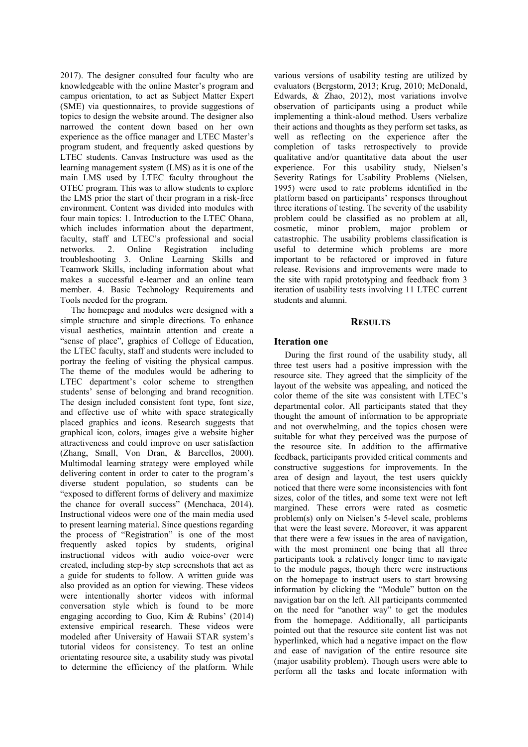2017). The designer consulted four faculty who are knowledgeable with the online Master's program and campus orientation, to act as Subject Matter Expert (SME) via questionnaires, to provide suggestions of topics to design the website around. The designer also narrowed the content down based on her own experience as the office manager and LTEC Master's program student, and frequently asked questions by LTEC students. Canvas Instructure was used as the learning management system (LMS) as it is one of the main LMS used by LTEC faculty throughout the OTEC program. This was to allow students to explore the LMS prior the start of their program in a risk-free environment. Content was divided into modules with four main topics: 1. Introduction to the LTEC Ohana, which includes information about the department, faculty, staff and LTEC's professional and social networks. 2. Online Registration including troubleshooting 3. Online Learning Skills and Teamwork Skills, including information about what makes a successful e-learner and an online team member. 4. Basic Technology Requirements and Tools needed for the program.

The homepage and modules were designed with a simple structure and simple directions. To enhance visual aesthetics, maintain attention and create a "sense of place", graphics of College of Education, the LTEC faculty, staff and students were included to portray the feeling of visiting the physical campus. The theme of the modules would be adhering to LTEC department's color scheme to strengthen students' sense of belonging and brand recognition. The design included consistent font type, font size, and effective use of white with space strategically placed graphics and icons. Research suggests that graphical icon, colors, images give a website higher attractiveness and could improve on user satisfaction (Zhang, Small, Von Dran, & Barcellos, 2000). Multimodal learning strategy were employed while delivering content in order to cater to the program's diverse student population, so students can be "exposed to different forms of delivery and maximize the chance for overall success" (Menchaca, 2014). Instructional videos were one of the main media used to present learning material. Since questions regarding the process of "Registration" is one of the most frequently asked topics by students, original instructional videos with audio voice-over were created, including step-by step screenshots that act as a guide for students to follow. A written guide was also provided as an option for viewing. These videos were intentionally shorter videos with informal conversation style which is found to be more engaging according to Guo, Kim & Rubins' (2014) extensive empirical research. These videos were modeled after University of Hawaii STAR system's tutorial videos for consistency. To test an online orientating resource site, a usability study was pivotal to determine the efficiency of the platform. While various versions of usability testing are utilized by evaluators (Bergstorm, 2013; Krug, 2010; McDonald, Edwards, & Zhao, 2012), most variations involve observation of participants using a product while implementing a think-aloud method. Users verbalize their actions and thoughts as they perform set tasks, as well as reflecting on the experience after the completion of tasks retrospectively to provide qualitative and/or quantitative data about the user experience. For this usability study, Nielsen's Severity Ratings for Usability Problems (Nielsen, 1995) were used to rate problems identified in the platform based on participants' responses throughout three iterations of testing. The severity of the usability problem could be classified as no problem at all, cosmetic, minor problem, major problem or catastrophic. The usability problems classification is useful to determine which problems are more important to be refactored or improved in future release. Revisions and improvements were made to the site with rapid prototyping and feedback from 3 iteration of usability tests involving 11 LTEC current students and alumni.

## RESULTS

### Iteration one

During the first round of the usability study, all three test users had a positive impression with the resource site. They agreed that the simplicity of the layout of the website was appealing, and noticed the color theme of the site was consistent with LTEC's departmental color. All participants stated that they thought the amount of information to be appropriate and not overwhelming, and the topics chosen were suitable for what they perceived was the purpose of the resource site. In addition to the affirmative feedback, participants provided critical comments and constructive suggestions for improvements. In the area of design and layout, the test users quickly noticed that there were some inconsistencies with font sizes, color of the titles, and some text were not left margined. These errors were rated as cosmetic problem(s) only on Nielsen's 5-level scale, problems that were the least severe. Moreover, it was apparent that there were a few issues in the area of navigation, with the most prominent one being that all three participants took a relatively longer time to navigate to the module pages, though there were instructions on the homepage to instruct users to start browsing information by clicking the "Module" button on the navigation bar on the left. All participants commented on the need for "another way" to get the modules from the homepage. Additionally, all participants pointed out that the resource site content list was not hyperlinked, which had a negative impact on the flow and ease of navigation of the entire resource site (major usability problem). Though users were able to perform all the tasks and locate information with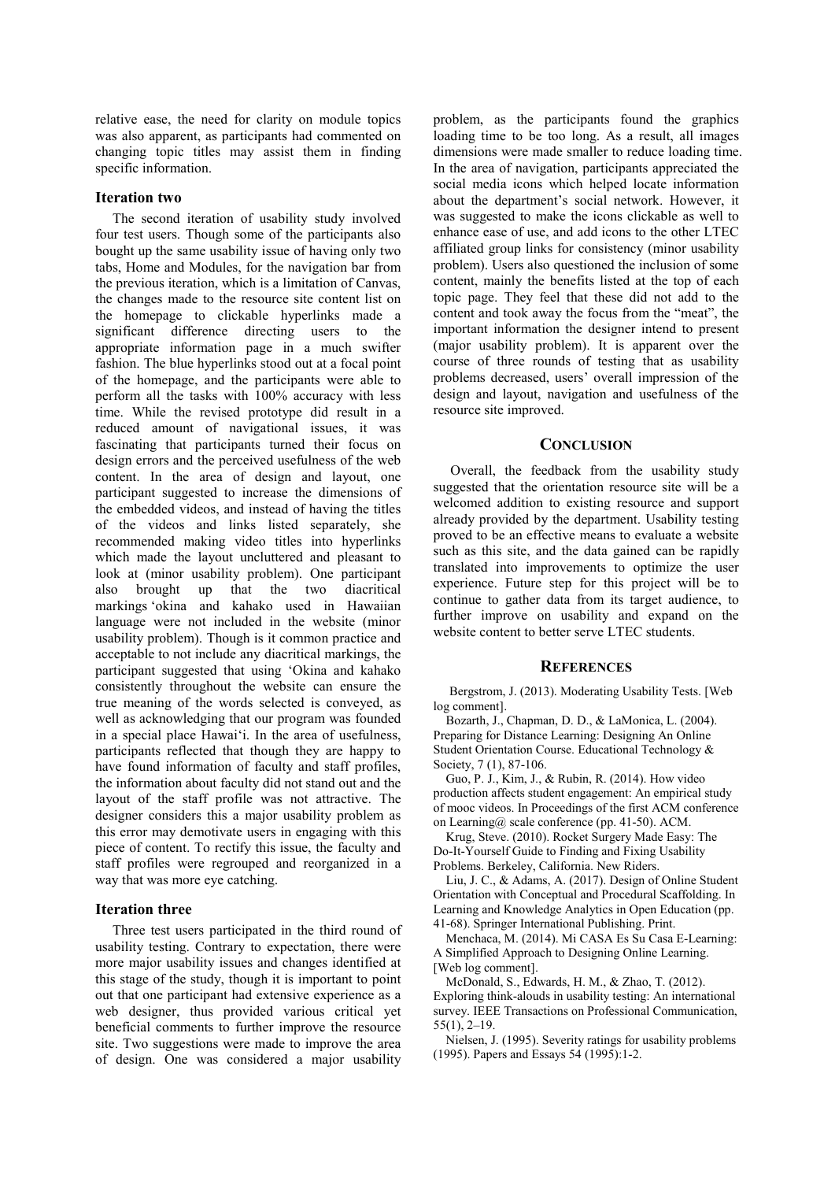relative ease, the need for clarity on module topics was also apparent, as participants had commented on changing topic titles may assist them in finding specific information.

### Iteration two

The second iteration of usability study involved four test users. Though some of the participants also bought up the same usability issue of having only two tabs, Home and Modules, for the navigation bar from the previous iteration, which is a limitation of Canvas, the changes made to the resource site content list on the homepage to clickable hyperlinks made a significant difference directing users to the appropriate information page in a much swifter fashion. The blue hyperlinks stood out at a focal point of the homepage, and the participants were able to perform all the tasks with 100% accuracy with less time. While the revised prototype did result in a reduced amount of navigational issues, it was fascinating that participants turned their focus on design errors and the perceived usefulness of the web content. In the area of design and layout, one participant suggested to increase the dimensions of the embedded videos, and instead of having the titles of the videos and links listed separately, she recommended making video titles into hyperlinks which made the layout uncluttered and pleasant to look at (minor usability problem). One participant also brought up that the two diacritical markings ʻokina and kahako used in Hawaiian language were not included in the website (minor usability problem). Though is it common practice and acceptable to not include any diacritical markings, the participant suggested that using ʻOkina and kahako consistently throughout the website can ensure the true meaning of the words selected is conveyed, as well as acknowledging that our program was founded in a special place Hawaiʻi. In the area of usefulness, participants reflected that though they are happy to have found information of faculty and staff profiles, the information about faculty did not stand out and the layout of the staff profile was not attractive. The designer considers this a major usability problem as this error may demotivate users in engaging with this piece of content. To rectify this issue, the faculty and staff profiles were regrouped and reorganized in a way that was more eye catching.

### Iteration three

Three test users participated in the third round of usability testing. Contrary to expectation, there were more major usability issues and changes identified at this stage of the study, though it is important to point out that one participant had extensive experience as a web designer, thus provided various critical yet beneficial comments to further improve the resource site. Two suggestions were made to improve the area of design. One was considered a major usability problem, as the participants found the graphics loading time to be too long. As a result, all images dimensions were made smaller to reduce loading time. In the area of navigation, participants appreciated the social media icons which helped locate information about the department's social network. However, it was suggested to make the icons clickable as well to enhance ease of use, and add icons to the other LTEC affiliated group links for consistency (minor usability problem). Users also questioned the inclusion of some content, mainly the benefits listed at the top of each topic page. They feel that these did not add to the content and took away the focus from the "meat", the important information the designer intend to present (major usability problem). It is apparent over the course of three rounds of testing that as usability problems decreased, users' overall impression of the design and layout, navigation and usefulness of the resource site improved.

## Conclusion

Overall, the feedback from the usability study suggested that the orientation resource site will be a welcomed addition to existing resource and support already provided by the department. Usability testing proved to be an effective means to evaluate a website such as this site, and the data gained can be rapidly translated into improvements to optimize the user experience. Future step for this project will be to continue to gather data from its target audience, to further improve on usability and expand on the website content to better serve LTEC students.

## References

Bergstrom, J. (2013). Moderating Usability Tests. [Web log comment].

Bozarth, J., Chapman, D. D., & LaMonica, L. (2004). Preparing for Distance Learning: Designing An Online Student Orientation Course. Educational Technology & Society, 7 (1), 87-106.

Guo, P. J., Kim, J., & Rubin, R. (2014). How video production affects student engagement: An empirical study of mooc videos. In Proceedings of the first ACM conference on Learning@ scale conference (pp. 41-50). ACM.

Krug, Steve. (2010). Rocket Surgery Made Easy: The Do-It-Yourself Guide to Finding and Fixing Usability Problems. Berkeley, California. New Riders.

Liu, J. C., & Adams, A. (2017). Design of Online Student Orientation with Conceptual and Procedural Scaffolding. In Learning and Knowledge Analytics in Open Education (pp. 41-68). Springer International Publishing. Print.

Menchaca, M. (2014). Mi CASA Es Su Casa E-Learning: A Simplified Approach to Designing Online Learning. [Web log comment].

McDonald, S., Edwards, H. M., & Zhao, T. (2012). Exploring think-alouds in usability testing: An international survey. IEEE Transactions on Professional Communication, 55(1), 2–19.

Nielsen, J. (1995). Severity ratings for usability problems (1995). Papers and Essays 54 (1995):1-2.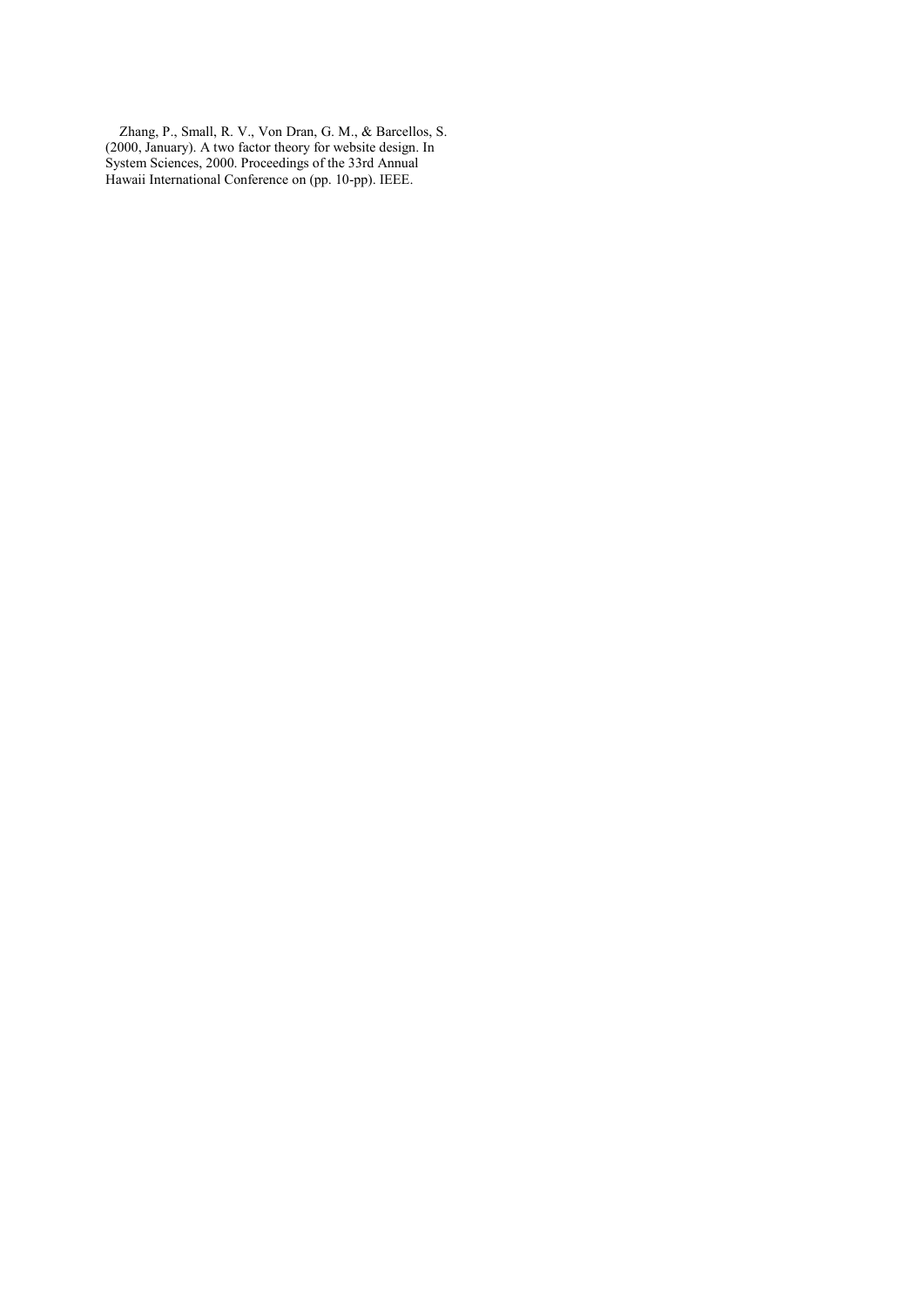Zhang, P., Small, R. V., Von Dran, G. M., & Barcellos, S. (2000, January). A two factor theory for website design. In System Sciences, 2000. Proceedings of the 33rd Annual Hawaii International Conference on (pp. 10-pp). IEEE.